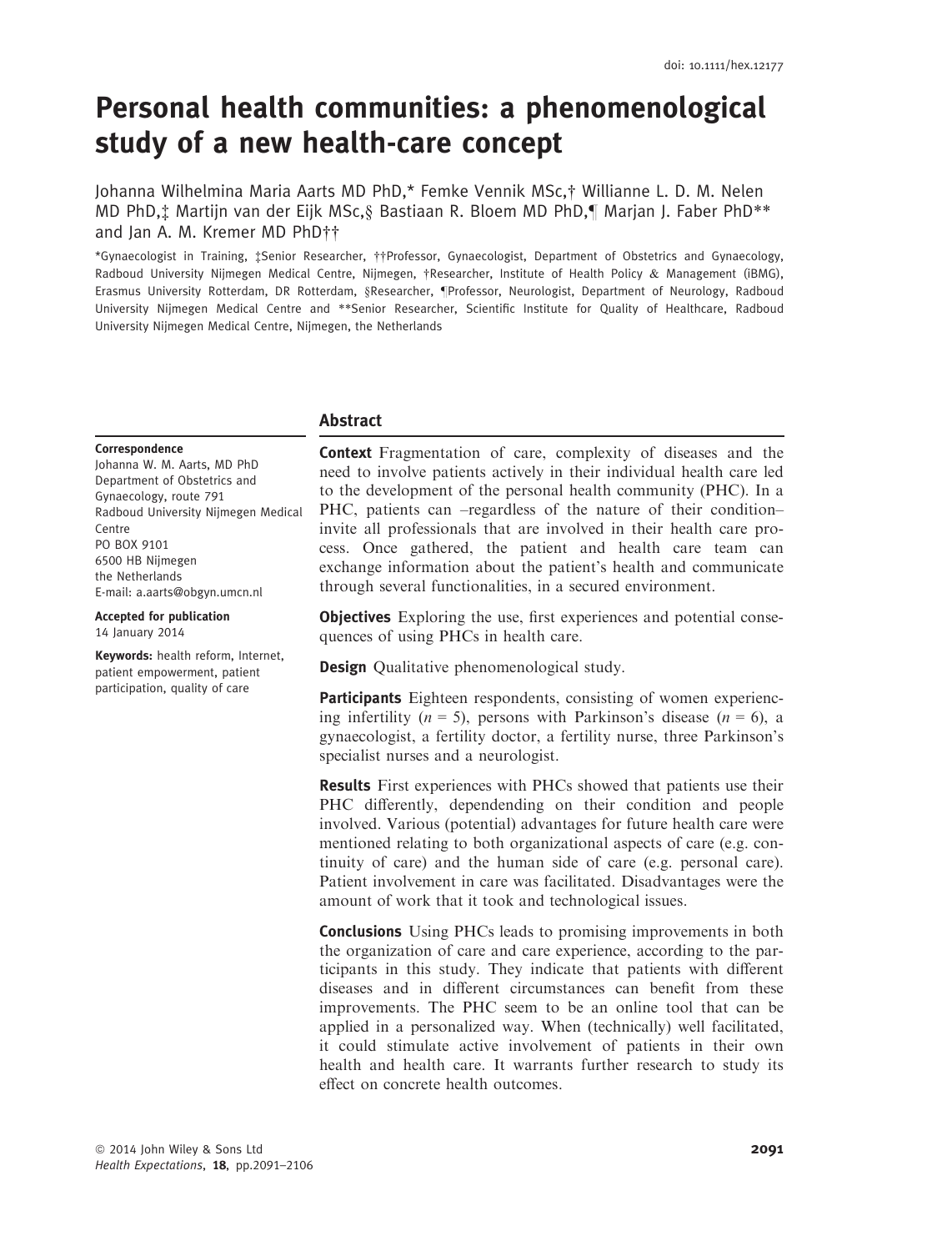doi: 10.1111/hex.12177

# Personal health communities: a phenomenological study of a new health-care concept

Johanna Wilhelmina Maria Aarts MD PhD,* Femke Vennik MSc,† Willianne L. D. M. Nelen MD PhD,‡ Martijn van der Eijk MSc,§ Bastiaan R. Bloem MD PhD,¶ Marjan J. Faber PhD** and Jan A. M. Kremer MD PhD††

*Gynaecologist in Training, ‡Senior Researcher, ††Professor, Gynaecologist, Department of Obstetrics and Gynaecology, Radboud University Nijmegen Medical Centre, Nijmegen, †Researcher, Institute of Health Policy & Management (iBMG), Erasmus University Rotterdam, DR Rotterdam, §Researcher, ¶Professor, Neurologist, Department of Neurology, Radboud University Nijmegen Medical Centre and **Senior Researcher, Scientific Institute for Quality of Healthcare, Radboud University Nijmegen Medical Centre, Nijmegen, the Netherlands

**Correspondence**
Johanna W. M. Aarts, MD PhD
Department of Obstetrics and Gynaecology, route 791
Radboud University Nijmegen Medical Centre
PO BOX 9101
6500 HB Nijmegen
the Netherlands
E-mail: a.aarts@obgyn.umcn.nl

**Accepted for publication**
14 January 2014

**Keywords:** health reform, Internet, patient empowerment, patient participation, quality of care

## Abstract

**Context** Fragmentation of care, complexity of diseases and the need to involve patients actively in their individual health care led to the development of the personal health community (PHC). In a PHC, patients can –regardless of the nature of their condition– invite all professionals that are involved in their health care process. Once gathered, the patient and health care team can exchange information about the patient's health and communicate through several functionalities, in a secured environment.

**Objectives** Exploring the use, first experiences and potential consequences of using PHCs in health care.

**Design** Qualitative phenomenological study.

**Participants** Eighteen respondents, consisting of women experiencing infertility ($n = 5$), persons with Parkinson's disease ($n = 6$), a gynaecologist, a fertility doctor, a fertility nurse, three Parkinson's specialist nurses and a neurologist.

**Results** First experiences with PHCs showed that patients use their PHC differently, dependending on their condition and people involved. Various (potential) advantages for future health care were mentioned relating to both organizational aspects of care (e.g. continuity of care) and the human side of care (e.g. personal care). Patient involvement in care was facilitated. Disadvantages were the amount of work that it took and technological issues.

**Conclusions** Using PHCs leads to promising improvements in both the organization of care and care experience, according to the participants in this study. They indicate that patients with different diseases and in different circumstances can benefit from these improvements. The PHC seem to be an online tool that can be applied in a personalized way. When (technically) well facilitated, it could stimulate active involvement of patients in their own health and health care. It warrants further research to study its effect on concrete health outcomes.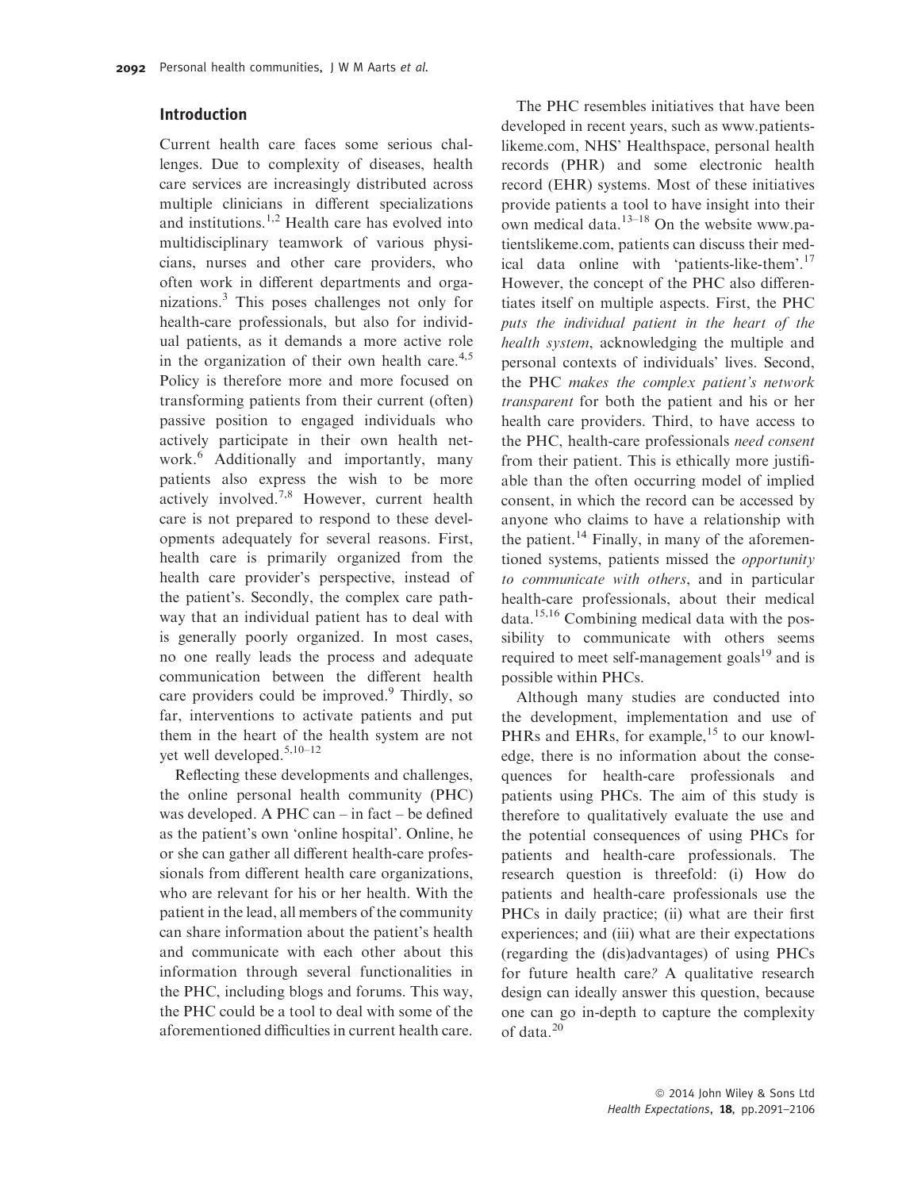## Introduction

Current health care faces some serious challenges. Due to complexity of diseases, health care services are increasingly distributed across multiple clinicians in different specializations and institutions.[1,2] Health care has evolved into multidisciplinary teamwork of various physicians, nurses and other care providers, who often work in different departments and organizations.[3] This poses challenges not only for health-care professionals, but also for individual patients, as it demands a more active role in the organization of their own health care.[4,5] Policy is therefore more and more focused on transforming patients from their current (often) passive position to engaged individuals who actively participate in their own health network.[6] Additionally and importantly, many patients also express the wish to be more actively involved.[7,8] However, current health care is not prepared to respond to these developments adequately for several reasons. First, health care is primarily organized from the health care provider's perspective, instead of the patient's. Secondly, the complex care pathway that an individual patient has to deal with is generally poorly organized. In most cases, no one really leads the process and adequate communication between the different health care providers could be improved.[9] Thirdly, so far, interventions to activate patients and put them in the heart of the health system are not yet well developed.[5,10–12]

Reflecting these developments and challenges, the online personal health community (PHC) was developed. A PHC can – in fact – be defined as the patient's own 'online hospital'. Online, he or she can gather all different health-care professionals from different health care organizations, who are relevant for his or her health. With the patient in the lead, all members of the community can share information about the patient's health and communicate with each other about this information through several functionalities in the PHC, including blogs and forums. This way, the PHC could be a tool to deal with some of the aforementioned difficulties in current health care.

The PHC resembles initiatives that have been developed in recent years, such as www.patientslikeme.com, NHS' Healthspace, personal health records (PHR) and some electronic health record (EHR) systems. Most of these initiatives provide patients a tool to have insight into their own medical data.[13–18] On the website www.patientslikeme.com, patients can discuss their medical data online with 'patients-like-them'.[17] However, the concept of the PHC also differentiates itself on multiple aspects. First, the PHC *puts the individual patient in the heart of the health system*, acknowledging the multiple and personal contexts of individuals' lives. Second, the PHC *makes the complex patient's network transparent* for both the patient and his or her health care providers. Third, to have access to the PHC, health-care professionals *need consent* from their patient. This is ethically more justifiable than the often occurring model of implied consent, in which the record can be accessed by anyone who claims to have a relationship with the patient.[14] Finally, in many of the aforementioned systems, patients missed the *opportunity to communicate with others*, and in particular health-care professionals, about their medical data.[15,16] Combining medical data with the possibility to communicate with others seems required to meet self-management goals[19] and is possible within PHCs.

Although many studies are conducted into the development, implementation and use of PHRs and EHRs, for example,[15] to our knowledge, there is no information about the consequences for health-care professionals and patients using PHCs. The aim of this study is therefore to qualitatively evaluate the use and the potential consequences of using PHCs for patients and health-care professionals. The research question is threefold: (i) How do patients and health-care professionals use the PHCs in daily practice; (ii) what are their first experiences; and (iii) what are their expectations (regarding the (dis)advantages) of using PHCs for future health care*?* A qualitative research design can ideally answer this question, because one can go in-depth to capture the complexity of data.[20]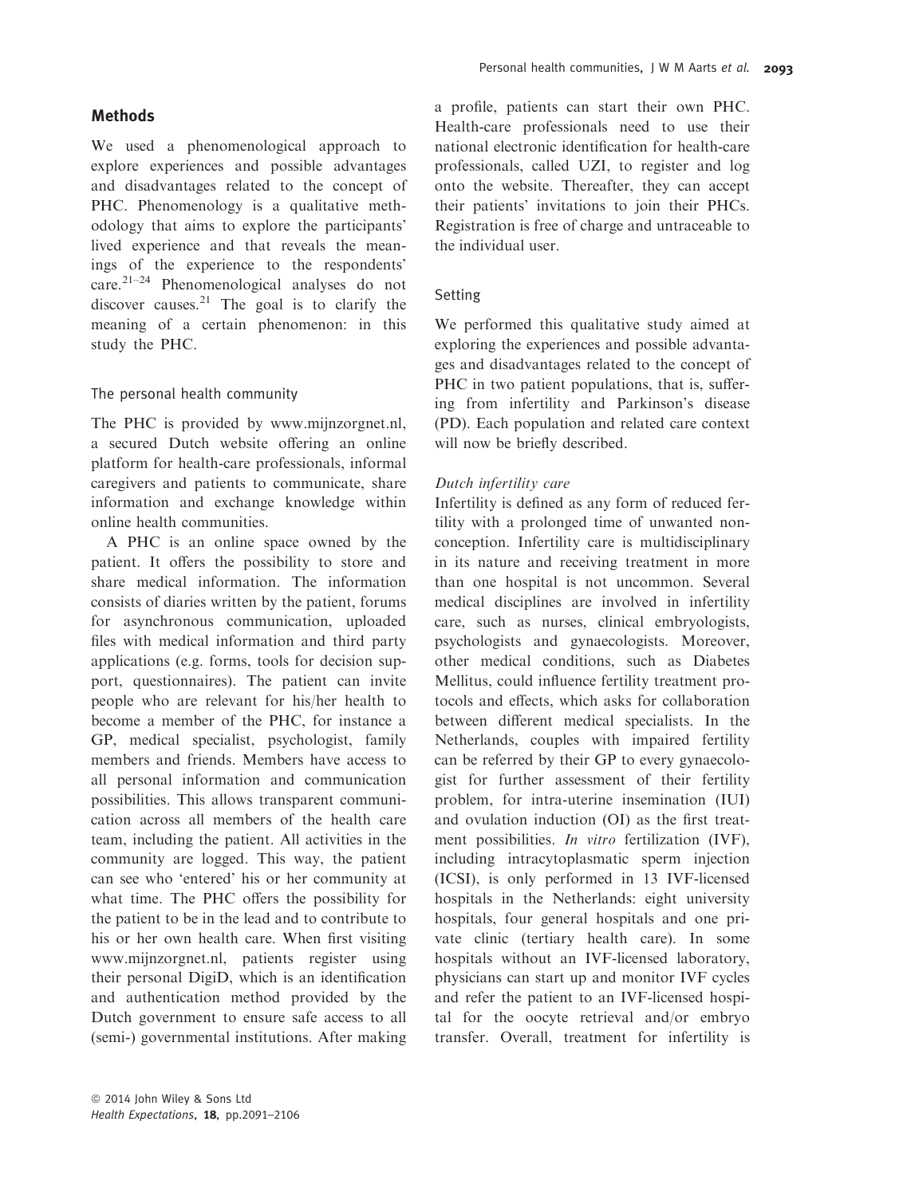## Methods

We used a phenomenological approach to explore experiences and possible advantages and disadvantages related to the concept of PHC. Phenomenology is a qualitative methodology that aims to explore the participants' lived experience and that reveals the meanings of the experience to the respondents' care.[21–24] Phenomenological analyses do not discover causes.[21] The goal is to clarify the meaning of a certain phenomenon: in this study the PHC.

### The personal health community

The PHC is provided by www.mijnzorgnet.nl, a secured Dutch website offering an online platform for health-care professionals, informal caregivers and patients to communicate, share information and exchange knowledge within online health communities.

A PHC is an online space owned by the patient. It offers the possibility to store and share medical information. The information consists of diaries written by the patient, forums for asynchronous communication, uploaded files with medical information and third party applications (e.g. forms, tools for decision support, questionnaires). The patient can invite people who are relevant for his/her health to become a member of the PHC, for instance a GP, medical specialist, psychologist, family members and friends. Members have access to all personal information and communication possibilities. This allows transparent communication across all members of the health care team, including the patient. All activities in the community are logged. This way, the patient can see who 'entered' his or her community at what time. The PHC offers the possibility for the patient to be in the lead and to contribute to his or her own health care. When first visiting www.mijnzorgnet.nl, patients register using their personal DigiD, which is an identification and authentication method provided by the Dutch government to ensure safe access to all (semi-) governmental institutions. After making a profile, patients can start their own PHC. Health-care professionals need to use their national electronic identification for health-care professionals, called UZI, to register and log onto the website. Thereafter, they can accept their patients' invitations to join their PHCs. Registration is free of charge and untraceable to the individual user.

### Setting

We performed this qualitative study aimed at exploring the experiences and possible advantages and disadvantages related to the concept of PHC in two patient populations, that is, suffering from infertility and Parkinson's disease (PD). Each population and related care context will now be briefly described.

#### *Dutch infertility care*

Infertility is defined as any form of reduced fertility with a prolonged time of unwanted non-conception. Infertility care is multidisciplinary in its nature and receiving treatment in more than one hospital is not uncommon. Several medical disciplines are involved in infertility care, such as nurses, clinical embryologists, psychologists and gynaecologists. Moreover, other medical conditions, such as Diabetes Mellitus, could influence fertility treatment protocols and effects, which asks for collaboration between different medical specialists. In the Netherlands, couples with impaired fertility can be referred by their GP to every gynaecologist for further assessment of their fertility problem, for intra-uterine insemination (IUI) and ovulation induction (OI) as the first treatment possibilities. *In vitro* fertilization (IVF), including intracytoplasmatic sperm injection (ICSI), is only performed in 13 IVF-licensed hospitals in the Netherlands: eight university hospitals, four general hospitals and one private clinic (tertiary health care). In some hospitals without an IVF-licensed laboratory, physicians can start up and monitor IVF cycles and refer the patient to an IVF-licensed hospital for the oocyte retrieval and/or embryo transfer. Overall, treatment for infertility is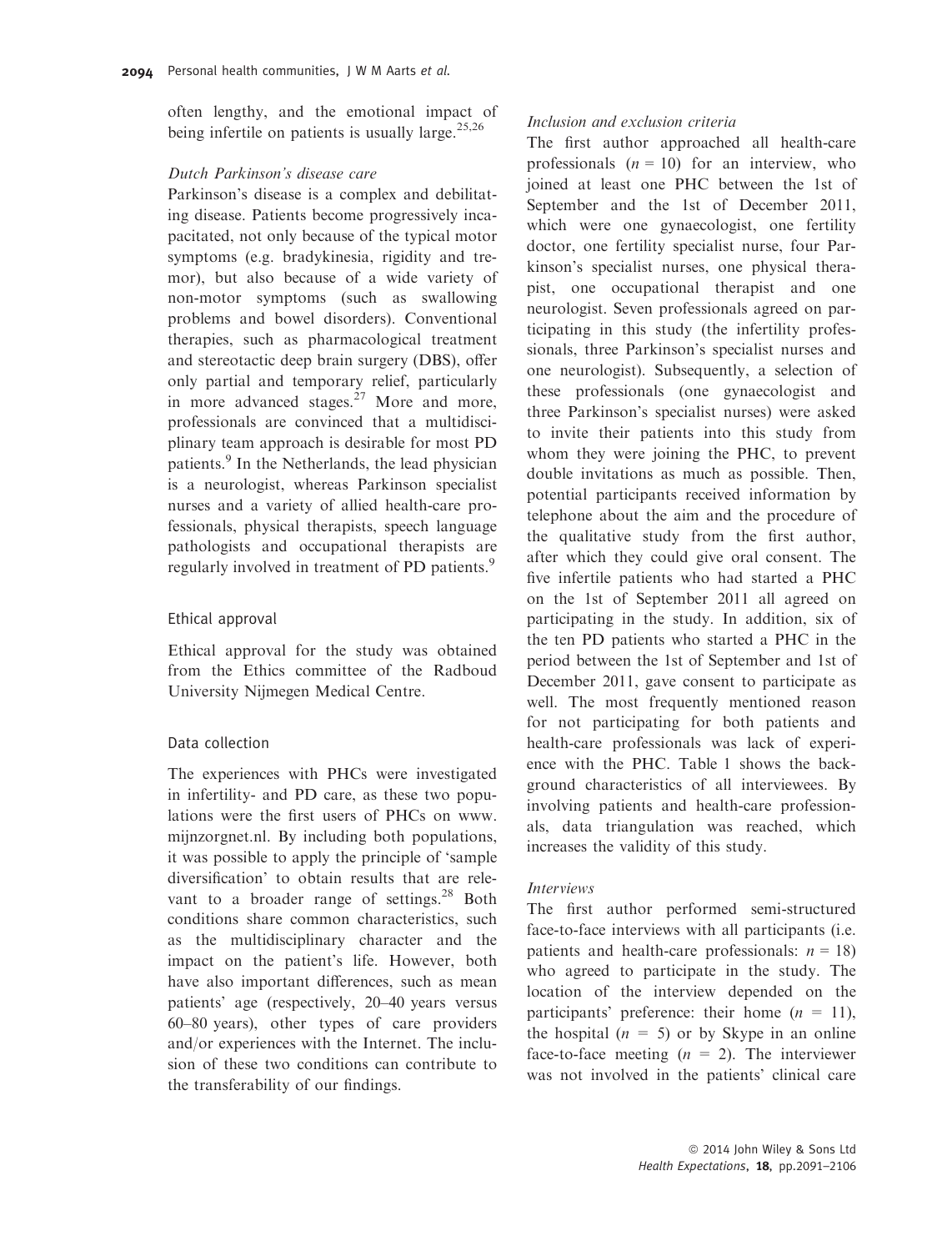often lengthy, and the emotional impact of being infertile on patients is usually large.[25,26]

### *Dutch Parkinson's disease care*

Parkinson's disease is a complex and debilitating disease. Patients become progressively incapacitated, not only because of the typical motor symptoms (e.g. bradykinesia, rigidity and tremor), but also because of a wide variety of non-motor symptoms (such as swallowing problems and bowel disorders). Conventional therapies, such as pharmacological treatment and stereotactic deep brain surgery (DBS), offer only partial and temporary relief, particularly in more advanced stages.[27] More and more, professionals are convinced that a multidisciplinary team approach is desirable for most PD patients.[9] In the Netherlands, the lead physician is a neurologist, whereas Parkinson specialist nurses and a variety of allied health-care professionals, physical therapists, speech language pathologists and occupational therapists are regularly involved in treatment of PD patients.[9]

## Ethical approval

Ethical approval for the study was obtained from the Ethics committee of the Radboud University Nijmegen Medical Centre.

## Data collection

The experiences with PHCs were investigated in infertility- and PD care, as these two populations were the first users of PHCs on www.mijnzorgnet.nl. By including both populations, it was possible to apply the principle of 'sample diversification' to obtain results that are relevant to a broader range of settings.[28] Both conditions share common characteristics, such as the multidisciplinary character and the impact on the patient's life. However, both have also important differences, such as mean patients' age (respectively, 20–40 years versus 60–80 years), other types of care providers and/or experiences with the Internet. The inclusion of these two conditions can contribute to the transferability of our findings.

### *Inclusion and exclusion criteria*

The first author approached all health-care professionals ($n = 10$) for an interview, who joined at least one PHC between the 1st of September and the 1st of December 2011, which were one gynaecologist, one fertility doctor, one fertility specialist nurse, four Parkinson's specialist nurses, one physical therapist, one occupational therapist and one neurologist. Seven professionals agreed on participating in this study (the infertility professionals, three Parkinson's specialist nurses and one neurologist). Subsequently, a selection of these professionals (one gynaecologist and three Parkinson's specialist nurses) were asked to invite their patients into this study from whom they were joining the PHC, to prevent double invitations as much as possible. Then, potential participants received information by telephone about the aim and the procedure of the qualitative study from the first author, after which they could give oral consent. The five infertile patients who had started a PHC on the 1st of September 2011 all agreed on participating in the study. In addition, six of the ten PD patients who started a PHC in the period between the 1st of September and 1st of December 2011, gave consent to participate as well. The most frequently mentioned reason for not participating for both patients and health-care professionals was lack of experience with the PHC. Table 1 shows the background characteristics of all interviewees. By involving patients and health-care professionals, data triangulation was reached, which increases the validity of this study.

### *Interviews*

The first author performed semi-structured face-to-face interviews with all participants (i.e. patients and health-care professionals: $n = 18$) who agreed to participate in the study. The location of the interview depended on the participants' preference: their home ($n = 11$), the hospital ($n = 5$) or by Skype in an online face-to-face meeting ($n = 2$). The interviewer was not involved in the patients' clinical care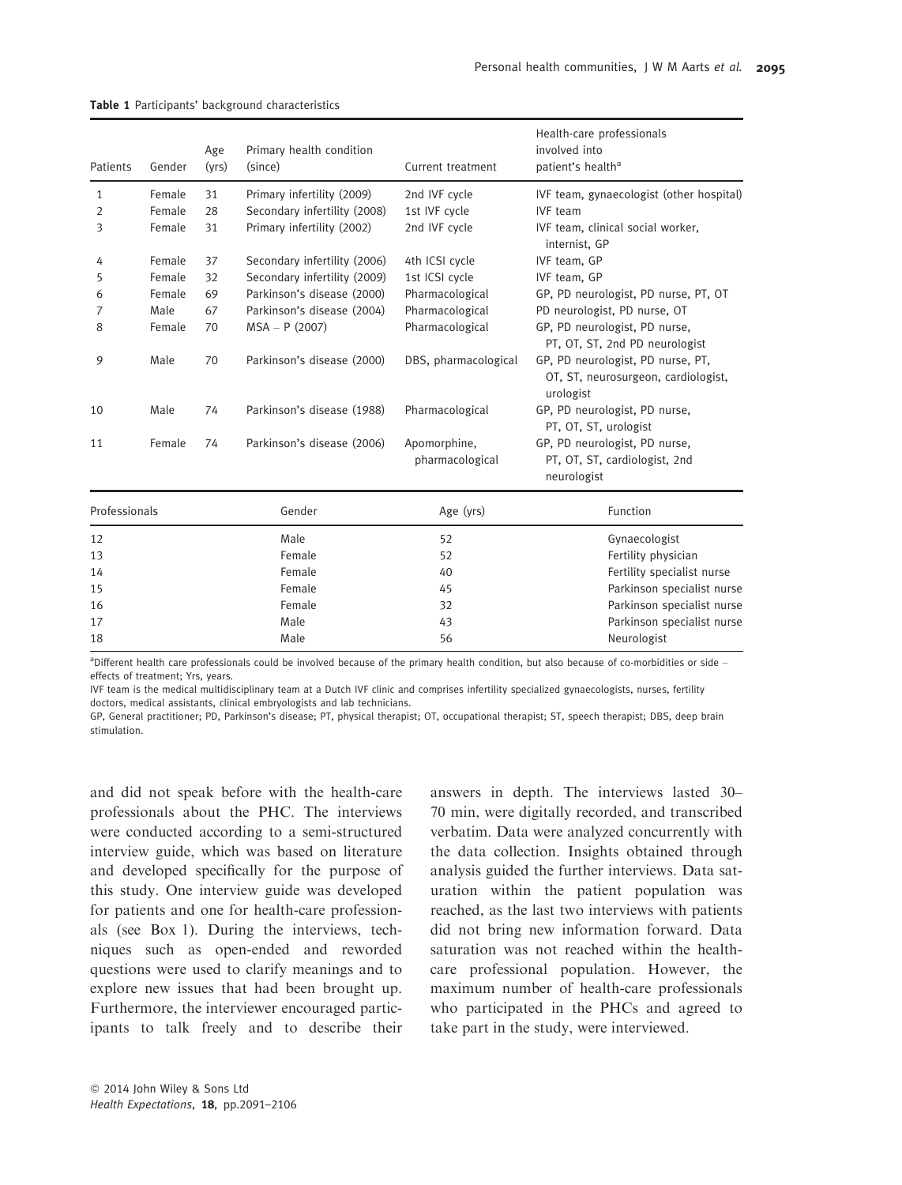**Table 1** Participants' background characteristics

| Patients | Gender | Age (yrs) | Primary health condition (since) | Current treatment | Health-care professionals involved into patient's health[a] |
|---|---|---|---|---|---|
| 1 | Female | 31 | Primary infertility (2009) | 2nd IVF cycle | IVF team, gynaecologist (other hospital) |
| 2 | Female | 28 | Secondary infertility (2008) | 1st IVF cycle | IVF team |
| 3 | Female | 31 | Primary infertility (2002) | 2nd IVF cycle | IVF team, clinical social worker, internist, GP |
| 4 | Female | 37 | Secondary infertility (2006) | 4th ICSI cycle | IVF team, GP |
| 5 | Female | 32 | Secondary infertility (2009) | 1st ICSI cycle | IVF team, GP |
| 6 | Female | 69 | Parkinson's disease (2000) | Pharmacological | GP, PD neurologist, PD nurse, PT, OT |
| 7 | Male | 67 | Parkinson's disease (2004) | Pharmacological | PD neurologist, PD nurse, OT |
| 8 | Female | 70 | MSA – P (2007) | Pharmacological | GP, PD neurologist, PD nurse, PT, OT, ST, 2nd PD neurologist |
| 9 | Male | 70 | Parkinson's disease (2000) | DBS, pharmacological | GP, PD neurologist, PD nurse, PT, OT, ST, neurosurgeon, cardiologist, urologist |
| 10 | Male | 74 | Parkinson's disease (1988) | Pharmacological | GP, PD neurologist, PD nurse, PT, OT, ST, urologist |
| 11 | Female | 74 | Parkinson's disease (2006) | Apomorphine, pharmacological | GP, PD neurologist, PD nurse, PT, OT, ST, cardiologist, 2nd neurologist |

| Professionals | Gender | Age (yrs) | Function |
|---|---|---|---|
| 12 | Male | 52 | Gynaecologist |
| 13 | Female | 52 | Fertility physician |
| 14 | Female | 40 | Fertility specialist nurse |
| 15 | Female | 45 | Parkinson specialist nurse |
| 16 | Female | 32 | Parkinson specialist nurse |
| 17 | Male | 43 | Parkinson specialist nurse |
| 18 | Male | 56 | Neurologist |

[a]Different health care professionals could be involved because of the primary health condition, but also because of co-morbidities or side – effects of treatment; Yrs, years.

IVF team is the medical multidisciplinary team at a Dutch IVF clinic and comprises infertility specialized gynaecologists, nurses, fertility doctors, medical assistants, clinical embryologists and lab technicians.

GP, General practitioner; PD, Parkinson's disease; PT, physical therapist; OT, occupational therapist; ST, speech therapist; DBS, deep brain stimulation.

and did not speak before with the health-care professionals about the PHC. The interviews were conducted according to a semi-structured interview guide, which was based on literature and developed specifically for the purpose of this study. One interview guide was developed for patients and one for health-care professionals (see Box 1). During the interviews, techniques such as open-ended and reworded questions were used to clarify meanings and to explore new issues that had been brought up. Furthermore, the interviewer encouraged participants to talk freely and to describe their answers in depth. The interviews lasted 30–70 min, were digitally recorded, and transcribed verbatim. Data were analyzed concurrently with the data collection. Insights obtained through analysis guided the further interviews. Data saturation within the patient population was reached, as the last two interviews with patients did not bring new information forward. Data saturation was not reached within the health-care professional population. However, the maximum number of health-care professionals who participated in the PHCs and agreed to take part in the study, were interviewed.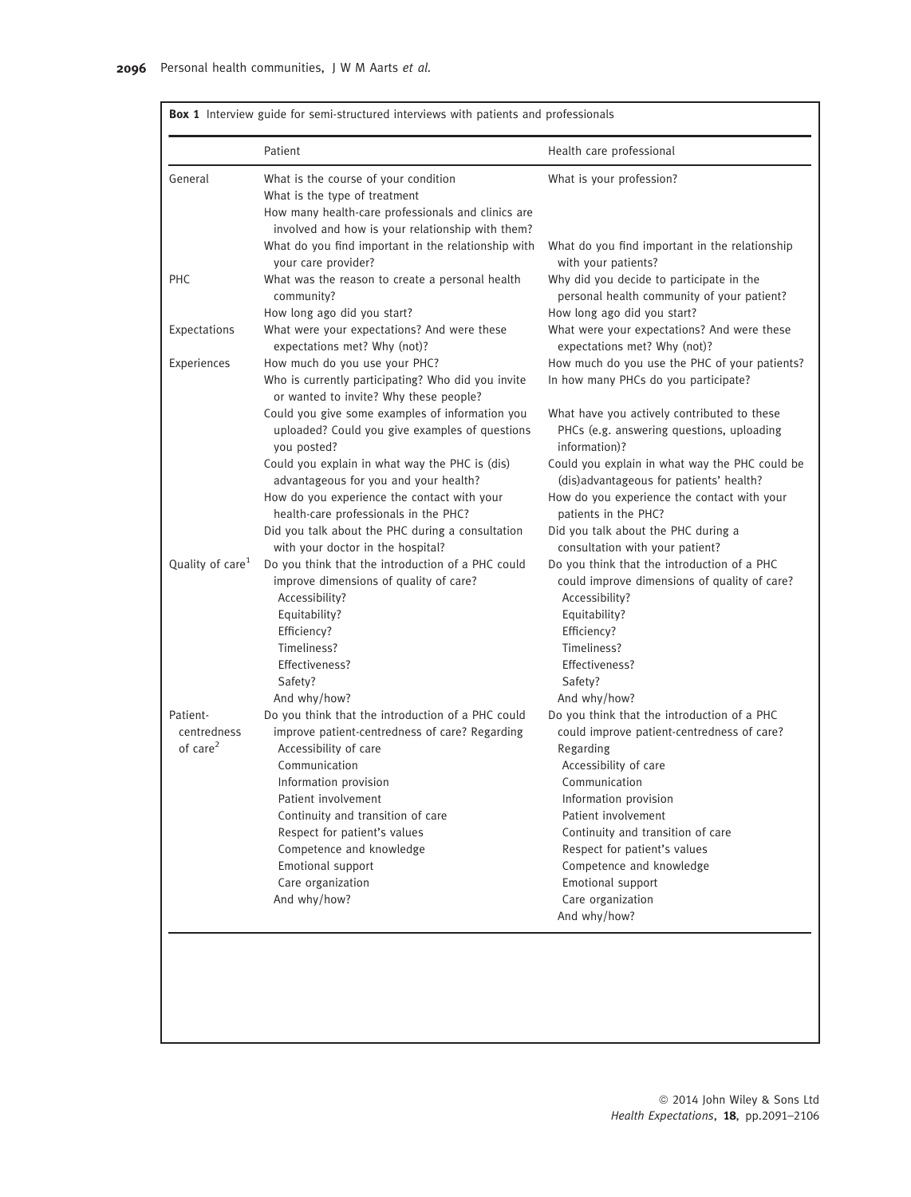**Box 1** Interview guide for semi-structured interviews with patients and professionals

| | Patient | Health care professional |
|---|---|---|
| General | What is the course of your condition<br>What is the type of treatment<br>How many health-care professionals and clinics are involved and how is your relationship with them?<br>What do you find important in the relationship with your care provider? | What is your profession?<br><br><br>What do you find important in the relationship with your patients? |
| PHC | What was the reason to create a personal health community?<br>How long ago did you start? | Why did you decide to participate in the personal health community of your patient?<br>How long ago did you start? |
| Expectations | What were your expectations? And were these expectations met? Why (not)? | What were your expectations? And were these expectations met? Why (not)? |
| Experiences | How much do you use your PHC?<br>Who is currently participating? Who did you invite or wanted to invite? Why these people?<br>Could you give some examples of information you uploaded? Could you give examples of questions you posted?<br>Could you explain in what way the PHC is (dis) advantageous for you and your health?<br>How do you experience the contact with your health-care professionals in the PHC?<br>Did you talk about the PHC during a consultation with your doctor in the hospital? | How much do you use the PHC of your patients?<br>In how many PHCs do you participate?<br><br>What have you actively contributed to these PHCs (e.g. answering questions, uploading information)?<br>Could you explain in what way the PHC could be (dis)advantageous for patients' health?<br>How do you experience the contact with your patients in the PHC?<br>Did you talk about the PHC during a consultation with your patient? |
| Quality of care[1] | Do you think that the introduction of a PHC could improve dimensions of quality of care?<br>Accessibility?<br>Equitability?<br>Efficiency?<br>Timeliness?<br>Effectiveness?<br>Safety?<br>And why/how? | Do you think that the introduction of a PHC could improve dimensions of quality of care?<br>Accessibility?<br>Equitability?<br>Efficiency?<br>Timeliness?<br>Effectiveness?<br>Safety?<br>And why/how? |
| Patient-centredness of care[2] | Do you think that the introduction of a PHC could improve patient-centredness of care? Regarding<br>Accessibility of care<br>Communication<br>Information provision<br>Patient involvement<br>Continuity and transition of care<br>Respect for patient's values<br>Competence and knowledge<br>Emotional support<br>Care organization<br>And why/how? | Do you think that the introduction of a PHC could improve patient-centredness of care? Regarding<br>Accessibility of care<br>Communication<br>Information provision<br>Patient involvement<br>Continuity and transition of care<br>Respect for patient's values<br>Competence and knowledge<br>Emotional support<br>Care organization<br>And why/how? |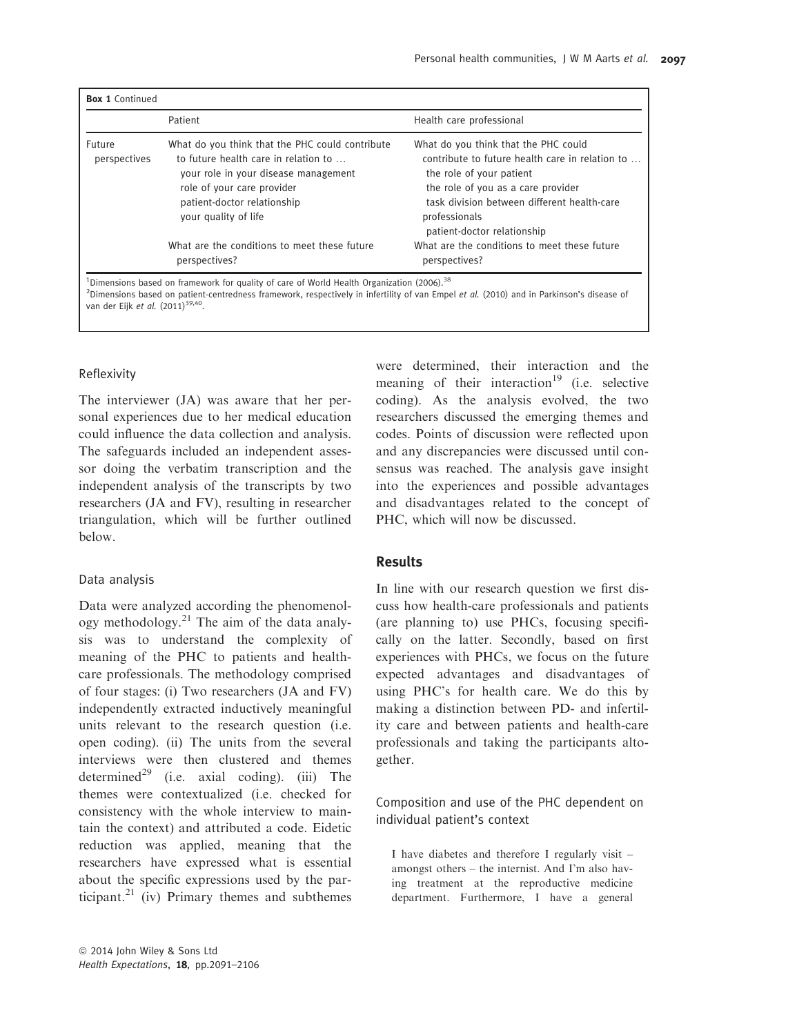**Box 1** Continued

| | Patient | Health care professional |
|---|---|---|
| Future perspectives | What do you think that the PHC could contribute to future health care in relation to … your role in your disease management; role of your care provider; patient-doctor relationship; your quality of life | What do you think that the PHC could contribute to future health care in relation to … the role of your patient; the role of you as a care provider; task division between different health-care professionals; patient-doctor relationship |
| | What are the conditions to meet these future perspectives? | What are the conditions to meet these future perspectives? |

[1]Dimensions based on framework for quality of care of World Health Organization (2006).[38]

[2]Dimensions based on patient-centredness framework, respectively in infertility of van Empel *et al.* (2010) and in Parkinson's disease of van der Eijk *et al.* (2011)[39,40].

### Reflexivity

The interviewer (JA) was aware that her personal experiences due to her medical education could influence the data collection and analysis. The safeguards included an independent assessor doing the verbatim transcription and the independent analysis of the transcripts by two researchers (JA and FV), resulting in researcher triangulation, which will be further outlined below.

### Data analysis

Data were analyzed according the phenomenology methodology.[21] The aim of the data analysis was to understand the complexity of meaning of the PHC to patients and health-care professionals. The methodology comprised of four stages: (i) Two researchers (JA and FV) independently extracted inductively meaningful units relevant to the research question (i.e. open coding). (ii) The units from the several interviews were then clustered and themes determined[29] (i.e. axial coding). (iii) The themes were contextualized (i.e. checked for consistency with the whole interview to maintain the context) and attributed a code. Eidetic reduction was applied, meaning that the researchers have expressed what is essential about the specific expressions used by the participant.[21] (iv) Primary themes and subthemes were determined, their interaction and the meaning of their interaction[19] (i.e. selective coding). As the analysis evolved, the two researchers discussed the emerging themes and codes. Points of discussion were reflected upon and any discrepancies were discussed until consensus was reached. The analysis gave insight into the experiences and possible advantages and disadvantages related to the concept of PHC, which will now be discussed.

## Results

In line with our research question we first discuss how health-care professionals and patients (are planning to) use PHCs, focusing specifically on the latter. Secondly, based on first experiences with PHCs, we focus on the future expected advantages and disadvantages of using PHC's for health care. We do this by making a distinction between PD- and infertility care and between patients and health-care professionals and taking the participants altogether.

### Composition and use of the PHC dependent on individual patient's context

> I have diabetes and therefore I regularly visit – amongst others – the internist. And I'm also having treatment at the reproductive medicine department. Furthermore, I have a general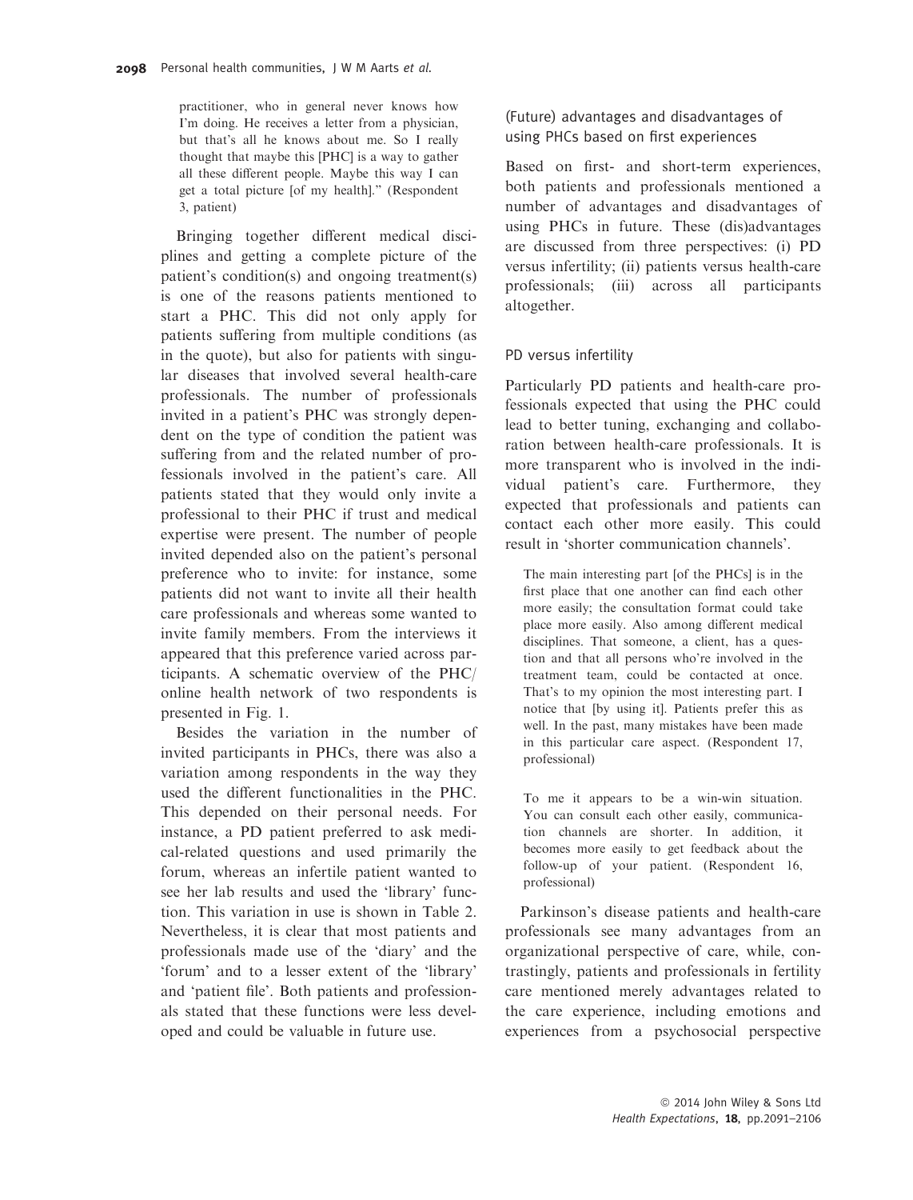practitioner, who in general never knows how I'm doing. He receives a letter from a physician, but that's all he knows about me. So I really thought that maybe this [PHC] is a way to gather all these different people. Maybe this way I can get a total picture [of my health]." (Respondent 3, patient)

Bringing together different medical disciplines and getting a complete picture of the patient's condition(s) and ongoing treatment(s) is one of the reasons patients mentioned to start a PHC. This did not only apply for patients suffering from multiple conditions (as in the quote), but also for patients with singular diseases that involved several health-care professionals. The number of professionals invited in a patient's PHC was strongly dependent on the type of condition the patient was suffering from and the related number of professionals involved in the patient's care. All patients stated that they would only invite a professional to their PHC if trust and medical expertise were present. The number of people invited depended also on the patient's personal preference who to invite: for instance, some patients did not want to invite all their health care professionals and whereas some wanted to invite family members. From the interviews it appeared that this preference varied across participants. A schematic overview of the PHC/online health network of two respondents is presented in Fig. 1.

Besides the variation in the number of invited participants in PHCs, there was also a variation among respondents in the way they used the different functionalities in the PHC. This depended on their personal needs. For instance, a PD patient preferred to ask medical-related questions and used primarily the forum, whereas an infertile patient wanted to see her lab results and used the 'library' function. This variation in use is shown in Table 2. Nevertheless, it is clear that most patients and professionals made use of the 'diary' and the 'forum' and to a lesser extent of the 'library' and 'patient file'. Both patients and professionals stated that these functions were less developed and could be valuable in future use.

### (Future) advantages and disadvantages of using PHCs based on first experiences

Based on first- and short-term experiences, both patients and professionals mentioned a number of advantages and disadvantages of using PHCs in future. These (dis)advantages are discussed from three perspectives: (i) PD versus infertility; (ii) patients versus health-care professionals; (iii) across all participants altogether.

#### PD versus infertility

Particularly PD patients and health-care professionals expected that using the PHC could lead to better tuning, exchanging and collaboration between health-care professionals. It is more transparent who is involved in the individual patient's care. Furthermore, they expected that professionals and patients can contact each other more easily. This could result in 'shorter communication channels'.

> The main interesting part [of the PHCs] is in the first place that one another can find each other more easily; the consultation format could take place more easily. Also among different medical disciplines. That someone, a client, has a question and that all persons who're involved in the treatment team, could be contacted at once. That's to my opinion the most interesting part. I notice that [by using it]. Patients prefer this as well. In the past, many mistakes have been made in this particular care aspect. (Respondent 17, professional)

> To me it appears to be a win-win situation. You can consult each other easily, communication channels are shorter. In addition, it becomes more easily to get feedback about the follow-up of your patient. (Respondent 16, professional)

Parkinson's disease patients and health-care professionals see many advantages from an organizational perspective of care, while, contrastingly, patients and professionals in fertility care mentioned merely advantages related to the care experience, including emotions and experiences from a psychosocial perspective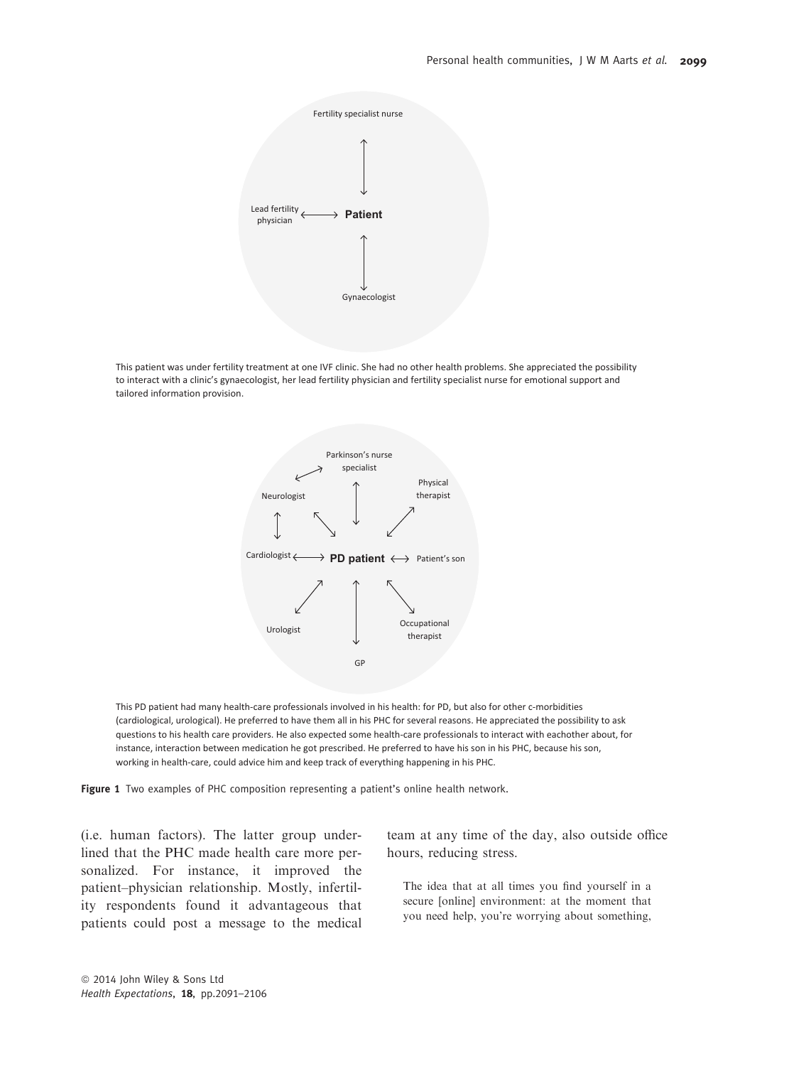Fertility specialist nurse

Lead fertility physician ⟷ **Patient**

Gynaecologist

This patient was under fertility treatment at one IVF clinic. She had no other health problems. She appreciated the possibility to interact with a clinic's gynaecologist, her lead fertility physician and fertility specialist nurse for emotional support and tailored information provision.

Parkinson's nurse specialist

Neurologist

Physical therapist

Cardiologist ⟷ **PD patient** ⟷ Patient's son

Urologist

Occupational therapist

GP

This PD patient had many health-care professionals involved in his health: for PD, but also for other c-morbidities (cardiological, urological). He preferred to have them all in his PHC for several reasons. He appreciated the possibility to ask questions to his health care providers. He also expected some health-care professionals to interact with eachother about, for instance, interaction between medication he got prescribed. He preferred to have his son in his PHC, because his son, working in health-care, could advice him and keep track of everything happening in his PHC.

**Figure 1** Two examples of PHC composition representing a patient's online health network.

(i.e. human factors). The latter group underlined that the PHC made health care more personalized. For instance, it improved the patient–physician relationship. Mostly, infertility respondents found it advantageous that patients could post a message to the medical team at any time of the day, also outside office hours, reducing stress.

> The idea that at all times you find yourself in a secure [online] environment: at the moment that you need help, you're worrying about something,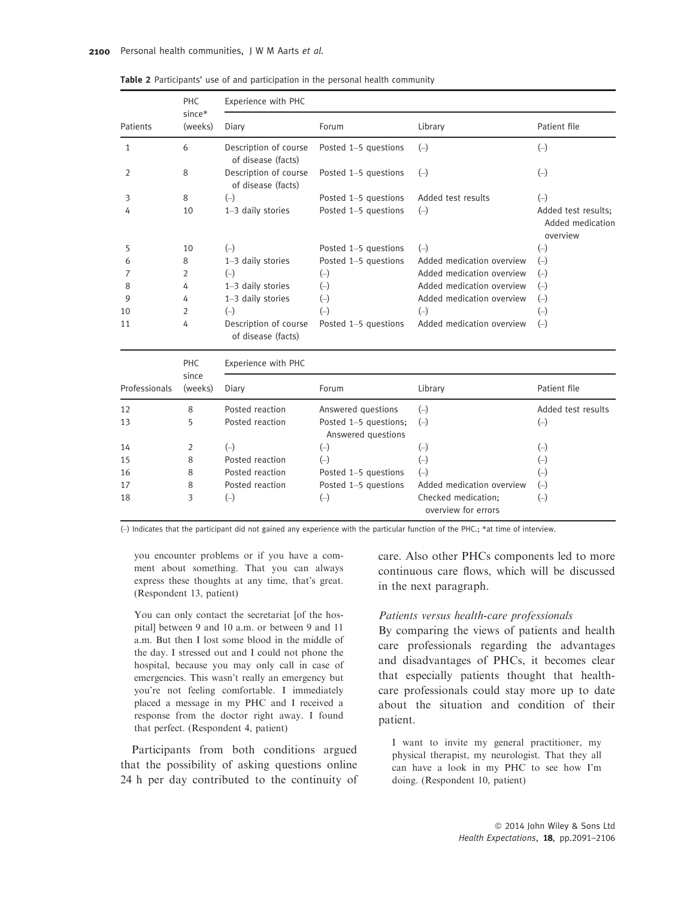**Table 2** Participants' use of and participation in the personal health community

| Patients | PHC since* (weeks) | Experience with PHC | | | |
|---|---|---|---|---|---|
| | | Diary | Forum | Library | Patient file |
| 1 | 6 | Description of course of disease (facts) | Posted 1–5 questions | (–) | (–) |
| 2 | 8 | Description of course of disease (facts) | Posted 1–5 questions | (–) | (–) |
| 3 | 8 | (–) | Posted 1–5 questions | Added test results | (–) |
| 4 | 10 | 1–3 daily stories | Posted 1–5 questions | (–) | Added test results; Added medication overview |
| 5 | 10 | (–) | Posted 1–5 questions | (–) | (–) |
| 6 | 8 | 1–3 daily stories | Posted 1–5 questions | Added medication overview | (–) |
| 7 | 2 | (–) | (–) | Added medication overview | (–) |
| 8 | 4 | 1–3 daily stories | (–) | Added medication overview | (–) |
| 9 | 4 | 1–3 daily stories | (–) | Added medication overview | (–) |
| 10 | 2 | (–) | (–) | (–) | (–) |
| 11 | 4 | Description of course of disease (facts) | Posted 1–5 questions | Added medication overview | (–) |

| Professionals | PHC since (weeks) | Experience with PHC | | | |
|---|---|---|---|---|---|
| | | Diary | Forum | Library | Patient file |
| 12 | 8 | Posted reaction | Answered questions | (–) | Added test results |
| 13 | 5 | Posted reaction | Posted 1–5 questions; Answered questions | (–) | (–) |
| 14 | 2 | (–) | (–) | (–) | (–) |
| 15 | 8 | Posted reaction | (–) | (–) | (–) |
| 16 | 8 | Posted reaction | Posted 1–5 questions | (–) | (–) |
| 17 | 8 | Posted reaction | Posted 1–5 questions | Added medication overview | (–) |
| 18 | 3 | (–) | (–) | Checked medication; overview for errors | (–) |

(–) Indicates that the participant did not gained any experience with the particular function of the PHC.; *at time of interview.

> you encounter problems or if you have a comment about something. That you can always express these thoughts at any time, that's great. (Respondent 13, patient)

> You can only contact the secretariat [of the hospital] between 9 and 10 a.m. or between 9 and 11 a.m. But then I lost some blood in the middle of the day. I stressed out and I could not phone the hospital, because you may only call in case of emergencies. This wasn't really an emergency but you're not feeling comfortable. I immediately placed a message in my PHC and I received a response from the doctor right away. I found that perfect. (Respondent 4, patient)

Participants from both conditions argued that the possibility of asking questions online 24 h per day contributed to the continuity of care. Also other PHCs components led to more continuous care flows, which will be discussed in the next paragraph.

*Patients versus health-care professionals*

By comparing the views of patients and health care professionals regarding the advantages and disadvantages of PHCs, it becomes clear that especially patients thought that health-care professionals could stay more up to date about the situation and condition of their patient.

> I want to invite my general practitioner, my physical therapist, my neurologist. That they all can have a look in my PHC to see how I'm doing. (Respondent 10, patient)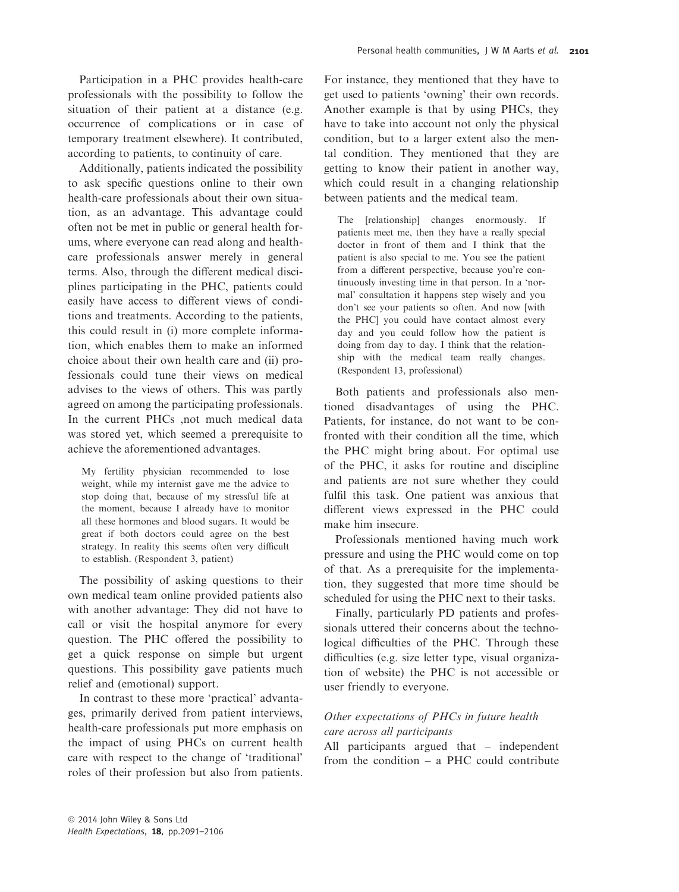Participation in a PHC provides health-care professionals with the possibility to follow the situation of their patient at a distance (e.g. occurrence of complications or in case of temporary treatment elsewhere). It contributed, according to patients, to continuity of care.

Additionally, patients indicated the possibility to ask specific questions online to their own health-care professionals about their own situation, as an advantage. This advantage could often not be met in public or general health forums, where everyone can read along and health-care professionals answer merely in general terms. Also, through the different medical disciplines participating in the PHC, patients could easily have access to different views of conditions and treatments. According to the patients, this could result in (i) more complete information, which enables them to make an informed choice about their own health care and (ii) professionals could tune their views on medical advises to the views of others. This was partly agreed on among the participating professionals. In the current PHCs ,not much medical data was stored yet, which seemed a prerequisite to achieve the aforementioned advantages.

> My fertility physician recommended to lose weight, while my internist gave me the advice to stop doing that, because of my stressful life at the moment, because I already have to monitor all these hormones and blood sugars. It would be great if both doctors could agree on the best strategy. In reality this seems often very difficult to establish. (Respondent 3, patient)

The possibility of asking questions to their own medical team online provided patients also with another advantage: They did not have to call or visit the hospital anymore for every question. The PHC offered the possibility to get a quick response on simple but urgent questions. This possibility gave patients much relief and (emotional) support.

In contrast to these more 'practical' advantages, primarily derived from patient interviews, health-care professionals put more emphasis on the impact of using PHCs on current health care with respect to the change of 'traditional' roles of their profession but also from patients. For instance, they mentioned that they have to get used to patients 'owning' their own records. Another example is that by using PHCs, they have to take into account not only the physical condition, but to a larger extent also the mental condition. They mentioned that they are getting to know their patient in another way, which could result in a changing relationship between patients and the medical team.

> The [relationship] changes enormously. If patients meet me, then they have a really special doctor in front of them and I think that the patient is also special to me. You see the patient from a different perspective, because you're continuously investing time in that person. In a 'normal' consultation it happens step wisely and you don't see your patients so often. And now [with the PHC] you could have contact almost every day and you could follow how the patient is doing from day to day. I think that the relationship with the medical team really changes. (Respondent 13, professional)

Both patients and professionals also mentioned disadvantages of using the PHC. Patients, for instance, do not want to be confronted with their condition all the time, which the PHC might bring about. For optimal use of the PHC, it asks for routine and discipline and patients are not sure whether they could fulfil this task. One patient was anxious that different views expressed in the PHC could make him insecure.

Professionals mentioned having much work pressure and using the PHC would come on top of that. As a prerequisite for the implementation, they suggested that more time should be scheduled for using the PHC next to their tasks.

Finally, particularly PD patients and professionals uttered their concerns about the technological difficulties of the PHC. Through these difficulties (e.g. size letter type, visual organization of website) the PHC is not accessible or user friendly to everyone.

*Other expectations of PHCs in future health care across all participants*

All participants argued that – independent from the condition – a PHC could contribute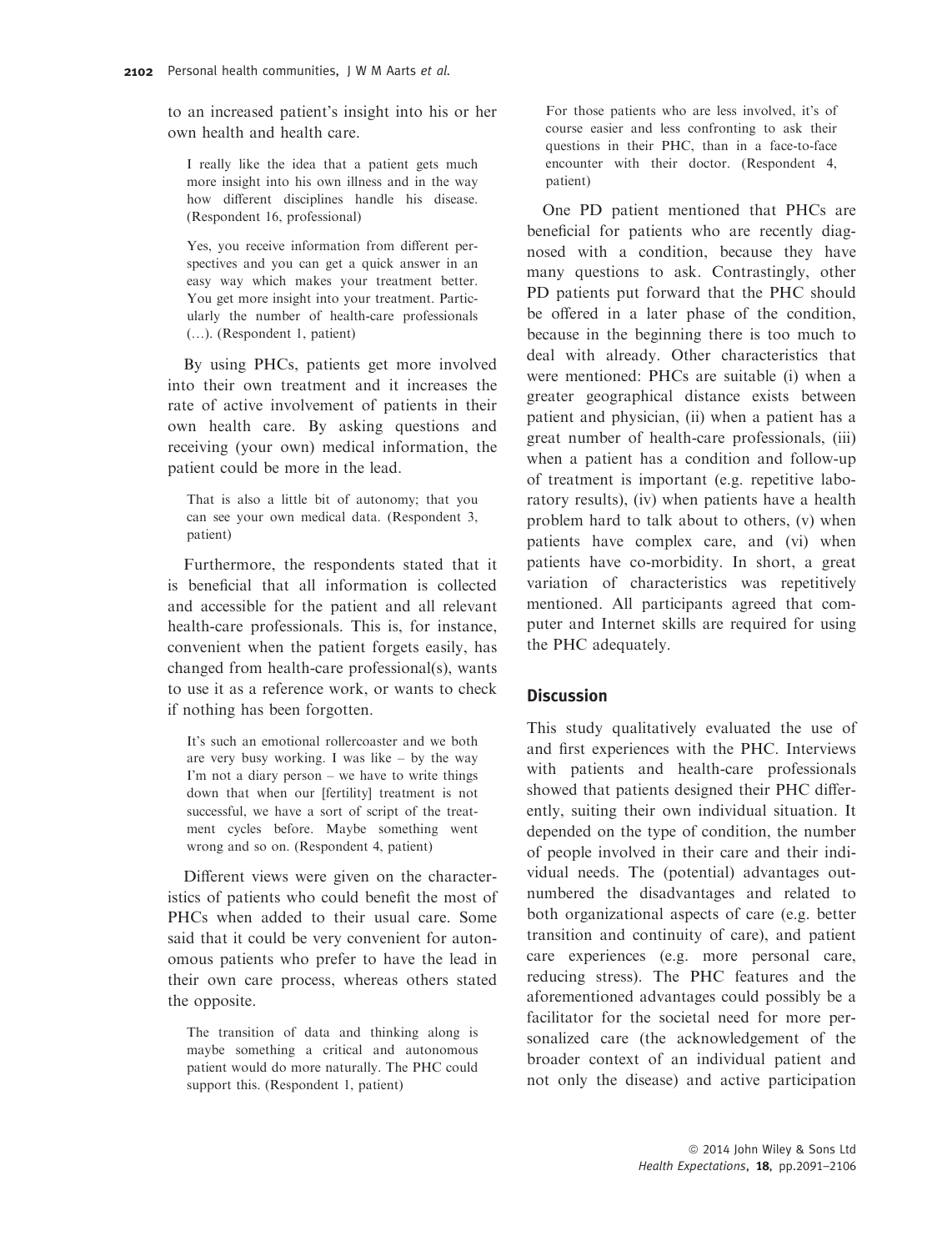to an increased patient's insight into his or her own health and health care.

> I really like the idea that a patient gets much more insight into his own illness and in the way how different disciplines handle his disease. (Respondent 16, professional)

> Yes, you receive information from different perspectives and you can get a quick answer in an easy way which makes your treatment better. You get more insight into your treatment. Particularly the number of health-care professionals (…). (Respondent 1, patient)

By using PHCs, patients get more involved into their own treatment and it increases the rate of active involvement of patients in their own health care. By asking questions and receiving (your own) medical information, the patient could be more in the lead.

> That is also a little bit of autonomy; that you can see your own medical data. (Respondent 3, patient)

Furthermore, the respondents stated that it is beneficial that all information is collected and accessible for the patient and all relevant health-care professionals. This is, for instance, convenient when the patient forgets easily, has changed from health-care professional(s), wants to use it as a reference work, or wants to check if nothing has been forgotten.

> It's such an emotional rollercoaster and we both are very busy working. I was like – by the way I'm not a diary person – we have to write things down that when our [fertility] treatment is not successful, we have a sort of script of the treatment cycles before. Maybe something went wrong and so on. (Respondent 4, patient)

Different views were given on the characteristics of patients who could benefit the most of PHCs when added to their usual care. Some said that it could be very convenient for autonomous patients who prefer to have the lead in their own care process, whereas others stated the opposite.

> The transition of data and thinking along is maybe something a critical and autonomous patient would do more naturally. The PHC could support this. (Respondent 1, patient)

> For those patients who are less involved, it's of course easier and less confronting to ask their questions in their PHC, than in a face-to-face encounter with their doctor. (Respondent 4, patient)

One PD patient mentioned that PHCs are beneficial for patients who are recently diagnosed with a condition, because they have many questions to ask. Contrastingly, other PD patients put forward that the PHC should be offered in a later phase of the condition, because in the beginning there is too much to deal with already. Other characteristics that were mentioned: PHCs are suitable (i) when a greater geographical distance exists between patient and physician, (ii) when a patient has a great number of health-care professionals, (iii) when a patient has a condition and follow-up of treatment is important (e.g. repetitive laboratory results), (iv) when patients have a health problem hard to talk about to others, (v) when patients have complex care, and (vi) when patients have co-morbidity. In short, a great variation of characteristics was repetitively mentioned. All participants agreed that computer and Internet skills are required for using the PHC adequately.

## Discussion

This study qualitatively evaluated the use of and first experiences with the PHC. Interviews with patients and health-care professionals showed that patients designed their PHC differently, suiting their own individual situation. It depended on the type of condition, the number of people involved in their care and their individual needs. The (potential) advantages outnumbered the disadvantages and related to both organizational aspects of care (e.g. better transition and continuity of care), and patient care experiences (e.g. more personal care, reducing stress). The PHC features and the aforementioned advantages could possibly be a facilitator for the societal need for more personalized care (the acknowledgement of the broader context of an individual patient and not only the disease) and active participation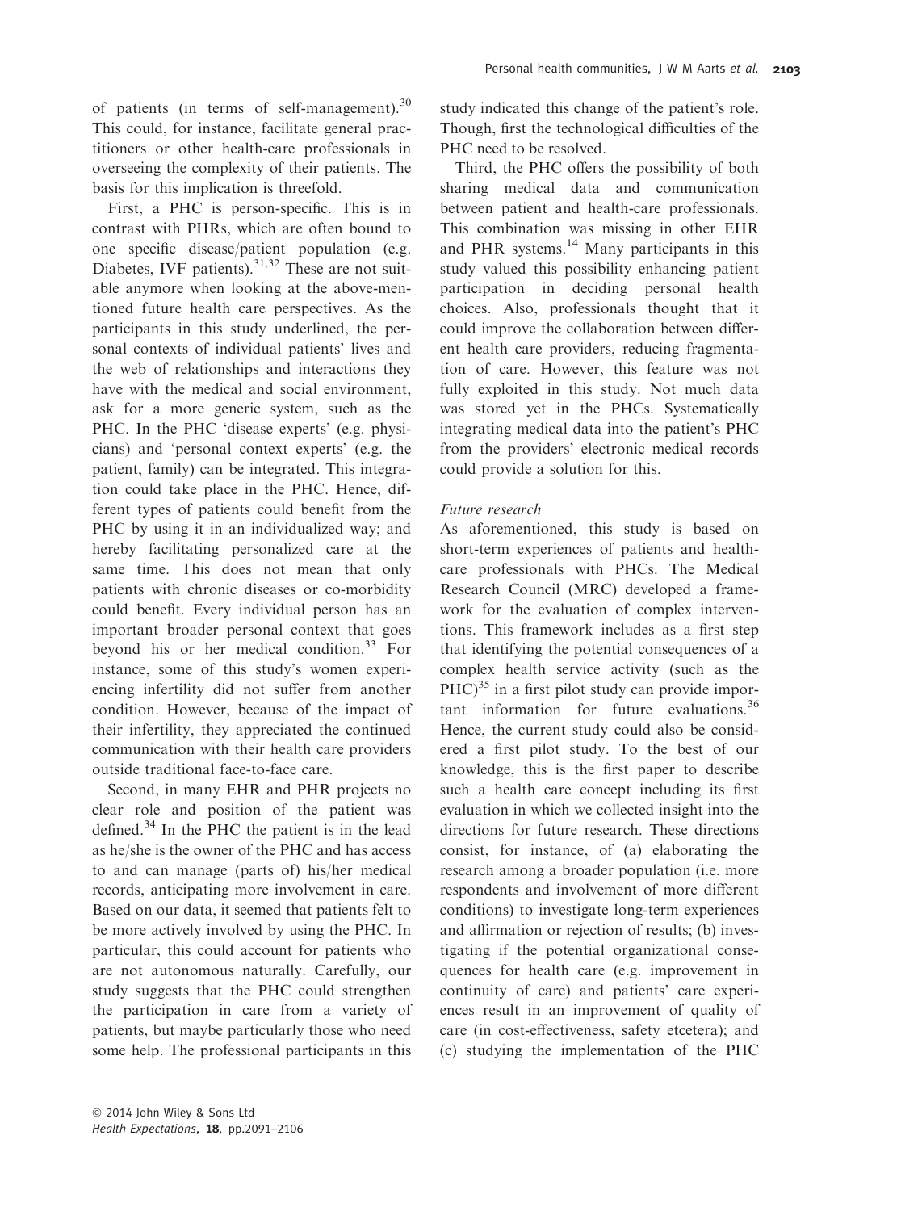of patients (in terms of self-management).[30] This could, for instance, facilitate general practitioners or other health-care professionals in overseeing the complexity of their patients. The basis for this implication is threefold.

First, a PHC is person-specific. This is in contrast with PHRs, which are often bound to one specific disease/patient population (e.g. Diabetes, IVF patients).[31,32] These are not suitable anymore when looking at the above-mentioned future health care perspectives. As the participants in this study underlined, the personal contexts of individual patients' lives and the web of relationships and interactions they have with the medical and social environment, ask for a more generic system, such as the PHC. In the PHC 'disease experts' (e.g. physicians) and 'personal context experts' (e.g. the patient, family) can be integrated. This integration could take place in the PHC. Hence, different types of patients could benefit from the PHC by using it in an individualized way; and hereby facilitating personalized care at the same time. This does not mean that only patients with chronic diseases or co-morbidity could benefit. Every individual person has an important broader personal context that goes beyond his or her medical condition.[33] For instance, some of this study's women experiencing infertility did not suffer from another condition. However, because of the impact of their infertility, they appreciated the continued communication with their health care providers outside traditional face-to-face care.

Second, in many EHR and PHR projects no clear role and position of the patient was defined.[34] In the PHC the patient is in the lead as he/she is the owner of the PHC and has access to and can manage (parts of) his/her medical records, anticipating more involvement in care. Based on our data, it seemed that patients felt to be more actively involved by using the PHC. In particular, this could account for patients who are not autonomous naturally. Carefully, our study suggests that the PHC could strengthen the participation in care from a variety of patients, but maybe particularly those who need some help. The professional participants in this study indicated this change of the patient's role. Though, first the technological difficulties of the PHC need to be resolved.

Third, the PHC offers the possibility of both sharing medical data and communication between patient and health-care professionals. This combination was missing in other EHR and PHR systems.[14] Many participants in this study valued this possibility enhancing patient participation in deciding personal health choices. Also, professionals thought that it could improve the collaboration between different health care providers, reducing fragmentation of care. However, this feature was not fully exploited in this study. Not much data was stored yet in the PHCs. Systematically integrating medical data into the patient's PHC from the providers' electronic medical records could provide a solution for this.

*Future research*

As aforementioned, this study is based on short-term experiences of patients and health-care professionals with PHCs. The Medical Research Council (MRC) developed a framework for the evaluation of complex interventions. This framework includes as a first step that identifying the potential consequences of a complex health service activity (such as the PHC)[35] in a first pilot study can provide important information for future evaluations.[36] Hence, the current study could also be considered a first pilot study. To the best of our knowledge, this is the first paper to describe such a health care concept including its first evaluation in which we collected insight into the directions for future research. These directions consist, for instance, of (a) elaborating the research among a broader population (i.e. more respondents and involvement of more different conditions) to investigate long-term experiences and affirmation or rejection of results; (b) investigating if the potential organizational consequences for health care (e.g. improvement in continuity of care) and patients' care experiences result in an improvement of quality of care (in cost-effectiveness, safety etcetera); and (c) studying the implementation of the PHC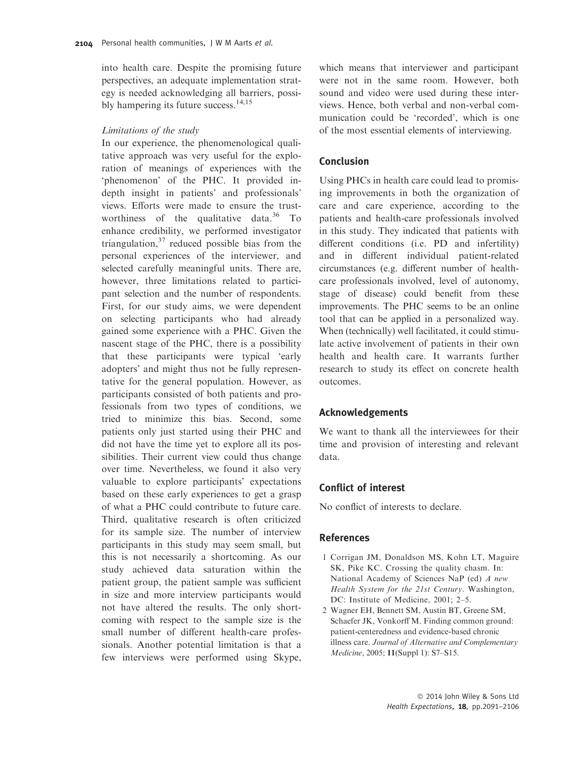into health care. Despite the promising future perspectives, an adequate implementation strategy is needed acknowledging all barriers, possibly hampering its future success.[14,15]

*Limitations of the study*

In our experience, the phenomenological qualitative approach was very useful for the exploration of meanings of experiences with the 'phenomenon' of the PHC. It provided in-depth insight in patients' and professionals' views. Efforts were made to ensure the trustworthiness of the qualitative data.[36] To enhance credibility, we performed investigator triangulation,[37] reduced possible bias from the personal experiences of the interviewer, and selected carefully meaningful units. There are, however, three limitations related to participant selection and the number of respondents. First, for our study aims, we were dependent on selecting participants who had already gained some experience with a PHC. Given the nascent stage of the PHC, there is a possibility that these participants were typical 'early adopters' and might thus not be fully representative for the general population. However, as participants consisted of both patients and professionals from two types of conditions, we tried to minimize this bias. Second, some patients only just started using their PHC and did not have the time yet to explore all its possibilities. Their current view could thus change over time. Nevertheless, we found it also very valuable to explore participants' expectations based on these early experiences to get a grasp of what a PHC could contribute to future care. Third, qualitative research is often criticized for its sample size. The number of interview participants in this study may seem small, but this is not necessarily a shortcoming. As our study achieved data saturation within the patient group, the patient sample was sufficient in size and more interview participants would not have altered the results. The only shortcoming with respect to the sample size is the small number of different health-care professionals. Another potential limitation is that a few interviews were performed using Skype, which means that interviewer and participant were not in the same room. However, both sound and video were used during these interviews. Hence, both verbal and non-verbal communication could be 'recorded', which is one of the most essential elements of interviewing.

## Conclusion

Using PHCs in health care could lead to promising improvements in both the organization of care and care experience, according to the patients and health-care professionals involved in this study. They indicated that patients with different conditions (i.e. PD and infertility) and in different individual patient-related circumstances (e.g. different number of health-care professionals involved, level of autonomy, stage of disease) could benefit from these improvements. The PHC seems to be an online tool that can be applied in a personalized way. When (technically) well facilitated, it could stimulate active involvement of patients in their own health and health care. It warrants further research to study its effect on concrete health outcomes.

## Acknowledgements

We want to thank all the interviewees for their time and provision of interesting and relevant data.

## Conflict of interest

No conflict of interests to declare.

## References

1 Corrigan JM, Donaldson MS, Kohn LT, Maguire SK, Pike KC. Crossing the quality chasm. In: National Academy of Sciences NaP (ed) *A new Health System for the 21st Century*. Washington, DC: Institute of Medicine, 2001; 2–5.

2 Wagner EH, Bennett SM, Austin BT, Greene SM, Schaefer JK, Vonkorff M. Finding common ground: patient-centeredness and evidence-based chronic illness care. *Journal of Alternative and Complementary Medicine*, 2005; **11**(Suppl 1): S7–S15.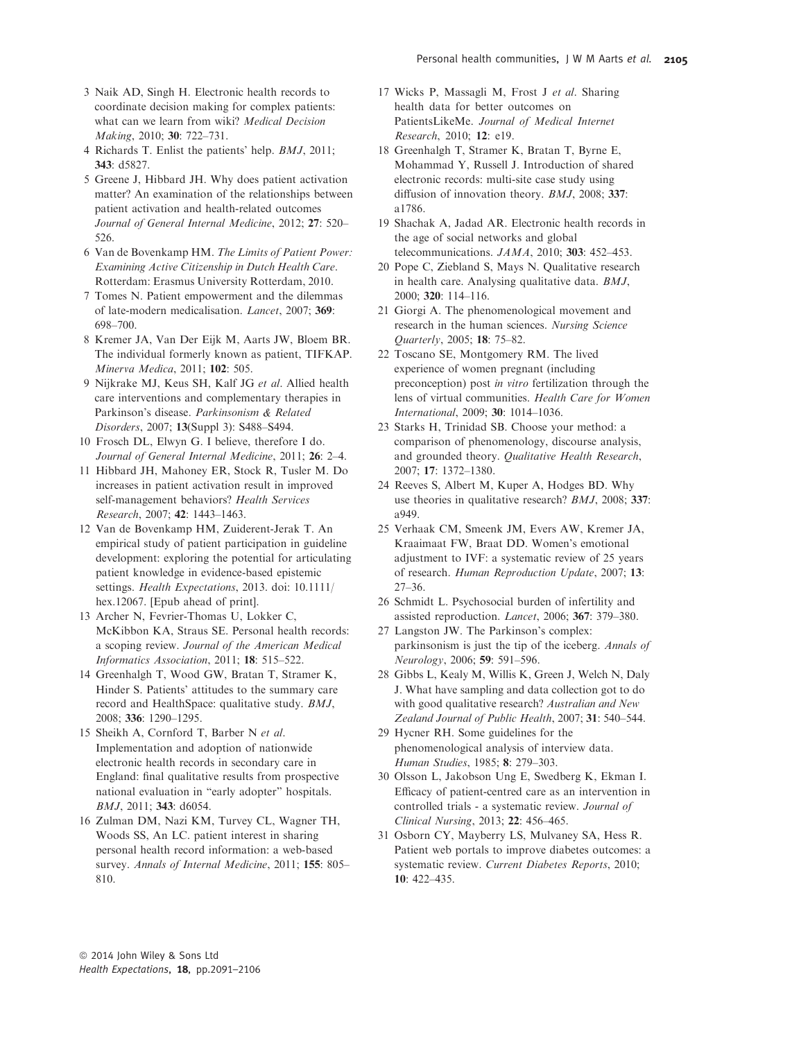3 Naik AD, Singh H. Electronic health records to coordinate decision making for complex patients: what can we learn from wiki? *Medical Decision Making*, 2010; **30**: 722–731.

4 Richards T. Enlist the patients' help. *BMJ*, 2011; **343**: d5827.

5 Greene J, Hibbard JH. Why does patient activation matter? An examination of the relationships between patient activation and health-related outcomes *Journal of General Internal Medicine*, 2012; **27**: 520–526.

6 Van de Bovenkamp HM. *The Limits of Patient Power: Examining Active Citizenship in Dutch Health Care*. Rotterdam: Erasmus University Rotterdam, 2010.

7 Tomes N. Patient empowerment and the dilemmas of late-modern medicalisation. *Lancet*, 2007; **369**: 698–700.

8 Kremer JA, Van Der Eijk M, Aarts JW, Bloem BR. The individual formerly known as patient, TIFKAP. *Minerva Medica*, 2011; **102**: 505.

9 Nijkrake MJ, Keus SH, Kalf JG *et al*. Allied health care interventions and complementary therapies in Parkinson's disease. *Parkinsonism & Related Disorders*, 2007; **13**(Suppl 3): S488–S494.

10 Frosch DL, Elwyn G. I believe, therefore I do. *Journal of General Internal Medicine*, 2011; **26**: 2–4.

11 Hibbard JH, Mahoney ER, Stock R, Tusler M. Do increases in patient activation result in improved self-management behaviors? *Health Services Research*, 2007; **42**: 1443–1463.

12 Van de Bovenkamp HM, Zuiderent-Jerak T. An empirical study of patient participation in guideline development: exploring the potential for articulating patient knowledge in evidence-based epistemic settings. *Health Expectations*, 2013. doi: 10.1111/hex.12067. [Epub ahead of print].

13 Archer N, Fevrier-Thomas U, Lokker C, McKibbon KA, Straus SE. Personal health records: a scoping review. *Journal of the American Medical Informatics Association*, 2011; **18**: 515–522.

14 Greenhalgh T, Wood GW, Bratan T, Stramer K, Hinder S. Patients' attitudes to the summary care record and HealthSpace: qualitative study. *BMJ*, 2008; **336**: 1290–1295.

15 Sheikh A, Cornford T, Barber N *et al*. Implementation and adoption of nationwide electronic health records in secondary care in England: final qualitative results from prospective national evaluation in "early adopter" hospitals. *BMJ*, 2011; **343**: d6054.

16 Zulman DM, Nazi KM, Turvey CL, Wagner TH, Woods SS, An LC. patient interest in sharing personal health record information: a web-based survey. *Annals of Internal Medicine*, 2011; **155**: 805–810.

17 Wicks P, Massagli M, Frost J *et al*. Sharing health data for better outcomes on PatientsLikeMe. *Journal of Medical Internet Research*, 2010; **12**: e19.

18 Greenhalgh T, Stramer K, Bratan T, Byrne E, Mohammad Y, Russell J. Introduction of shared electronic records: multi-site case study using diffusion of innovation theory. *BMJ*, 2008; **337**: a1786.

19 Shachak A, Jadad AR. Electronic health records in the age of social networks and global telecommunications. *JAMA*, 2010; **303**: 452–453.

20 Pope C, Ziebland S, Mays N. Qualitative research in health care. Analysing qualitative data. *BMJ*, 2000; **320**: 114–116.

21 Giorgi A. The phenomenological movement and research in the human sciences. *Nursing Science Quarterly*, 2005; **18**: 75–82.

22 Toscano SE, Montgomery RM. The lived experience of women pregnant (including preconception) post *in vitro* fertilization through the lens of virtual communities. *Health Care for Women International*, 2009; **30**: 1014–1036.

23 Starks H, Trinidad SB. Choose your method: a comparison of phenomenology, discourse analysis, and grounded theory. *Qualitative Health Research*, 2007; **17**: 1372–1380.

24 Reeves S, Albert M, Kuper A, Hodges BD. Why use theories in qualitative research? *BMJ*, 2008; **337**: a949.

25 Verhaak CM, Smeenk JM, Evers AW, Kremer JA, Kraaimaat FW, Braat DD. Women's emotional adjustment to IVF: a systematic review of 25 years of research. *Human Reproduction Update*, 2007; **13**: 27–36.

26 Schmidt L. Psychosocial burden of infertility and assisted reproduction. *Lancet*, 2006; **367**: 379–380.

27 Langston JW. The Parkinson's complex: parkinsonism is just the tip of the iceberg. *Annals of Neurology*, 2006; **59**: 591–596.

28 Gibbs L, Kealy M, Willis K, Green J, Welch N, Daly J. What have sampling and data collection got to do with good qualitative research? *Australian and New Zealand Journal of Public Health*, 2007; **31**: 540–544.

29 Hycner RH. Some guidelines for the phenomenological analysis of interview data. *Human Studies*, 1985; **8**: 279–303.

30 Olsson L, Jakobson Ung E, Swedberg K, Ekman I. Efficacy of patient-centred care as an intervention in controlled trials - a systematic review. *Journal of Clinical Nursing*, 2013; **22**: 456–465.

31 Osborn CY, Mayberry LS, Mulvaney SA, Hess R. Patient web portals to improve diabetes outcomes: a systematic review. *Current Diabetes Reports*, 2010; **10**: 422–435.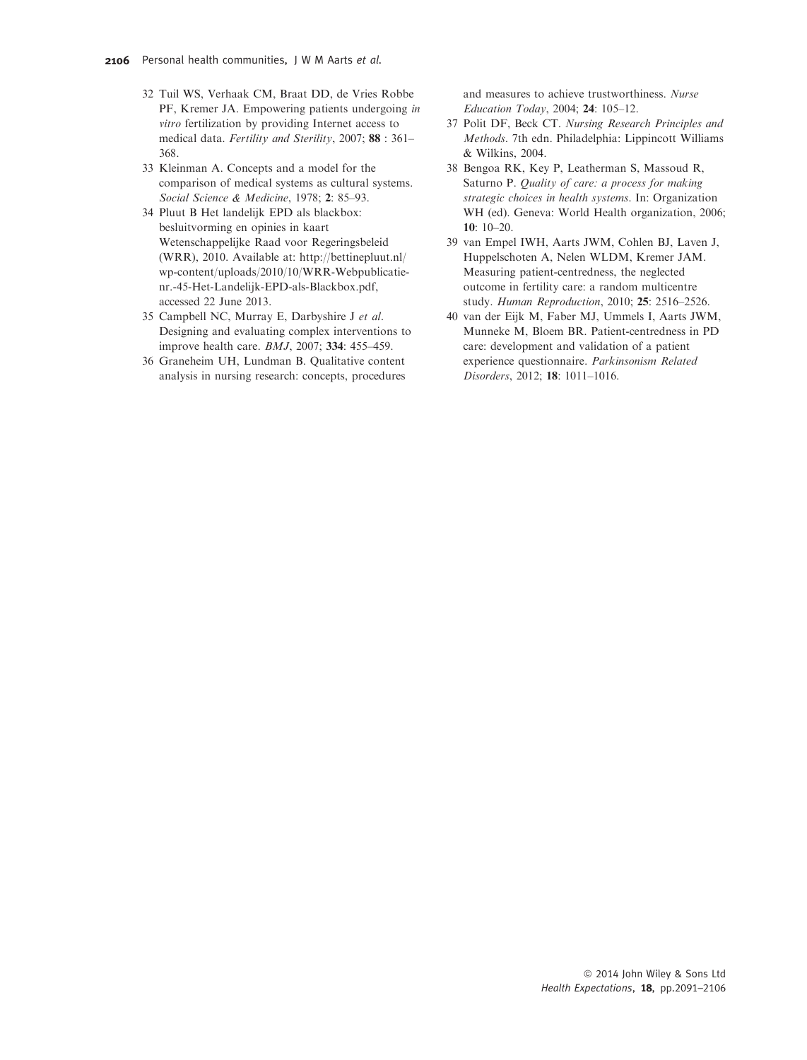32 Tuil WS, Verhaak CM, Braat DD, de Vries Robbe PF, Kremer JA. Empowering patients undergoing *in vitro* fertilization by providing Internet access to medical data. *Fertility and Sterility*, 2007; **88** : 361–368.

33 Kleinman A. Concepts and a model for the comparison of medical systems as cultural systems. *Social Science & Medicine*, 1978; **2**: 85–93.

34 Pluut B Het landelijk EPD als blackbox: besluitvorming en opinies in kaart Wetenschappelijke Raad voor Regeringsbeleid (WRR), 2010. Available at: http://bettinepluut.nl/wp-content/uploads/2010/10/WRR-Webpublicatie-nr.-45-Het-Landelijk-EPD-als-Blackbox.pdf, accessed 22 June 2013.

35 Campbell NC, Murray E, Darbyshire J *et al*. Designing and evaluating complex interventions to improve health care. *BMJ*, 2007; **334**: 455–459.

36 Graneheim UH, Lundman B. Qualitative content analysis in nursing research: concepts, procedures and measures to achieve trustworthiness. *Nurse Education Today*, 2004; **24**: 105–12.

37 Polit DF, Beck CT. *Nursing Research Principles and Methods*. 7th edn. Philadelphia: Lippincott Williams & Wilkins, 2004.

38 Bengoa RK, Key P, Leatherman S, Massoud R, Saturno P. *Quality of care: a process for making strategic choices in health systems*. In: Organization WH (ed). Geneva: World Health organization, 2006; **10**: 10–20.

39 van Empel IWH, Aarts JWM, Cohlen BJ, Laven J, Huppelschoten A, Nelen WLDM, Kremer JAM. Measuring patient-centredness, the neglected outcome in fertility care: a random multicentre study. *Human Reproduction*, 2010; **25**: 2516–2526.

40 van der Eijk M, Faber MJ, Ummels I, Aarts JWM, Munneke M, Bloem BR. Patient-centredness in PD care: development and validation of a patient experience questionnaire. *Parkinsonism Related Disorders*, 2012; **18**: 1011–1016.